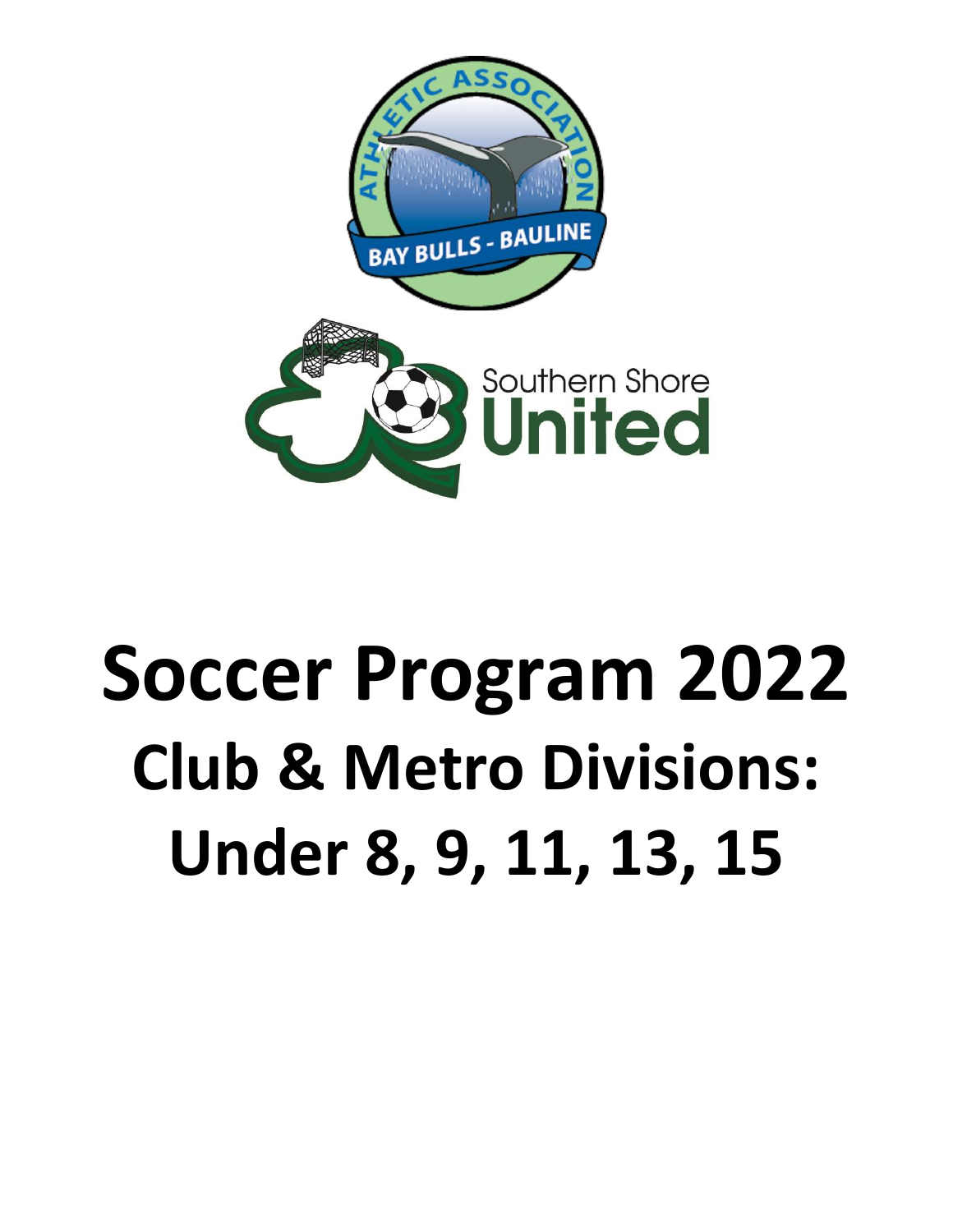# Soccer Program 2022

## Club & Metro Divisions: Under 8, 9, 11, 13, 15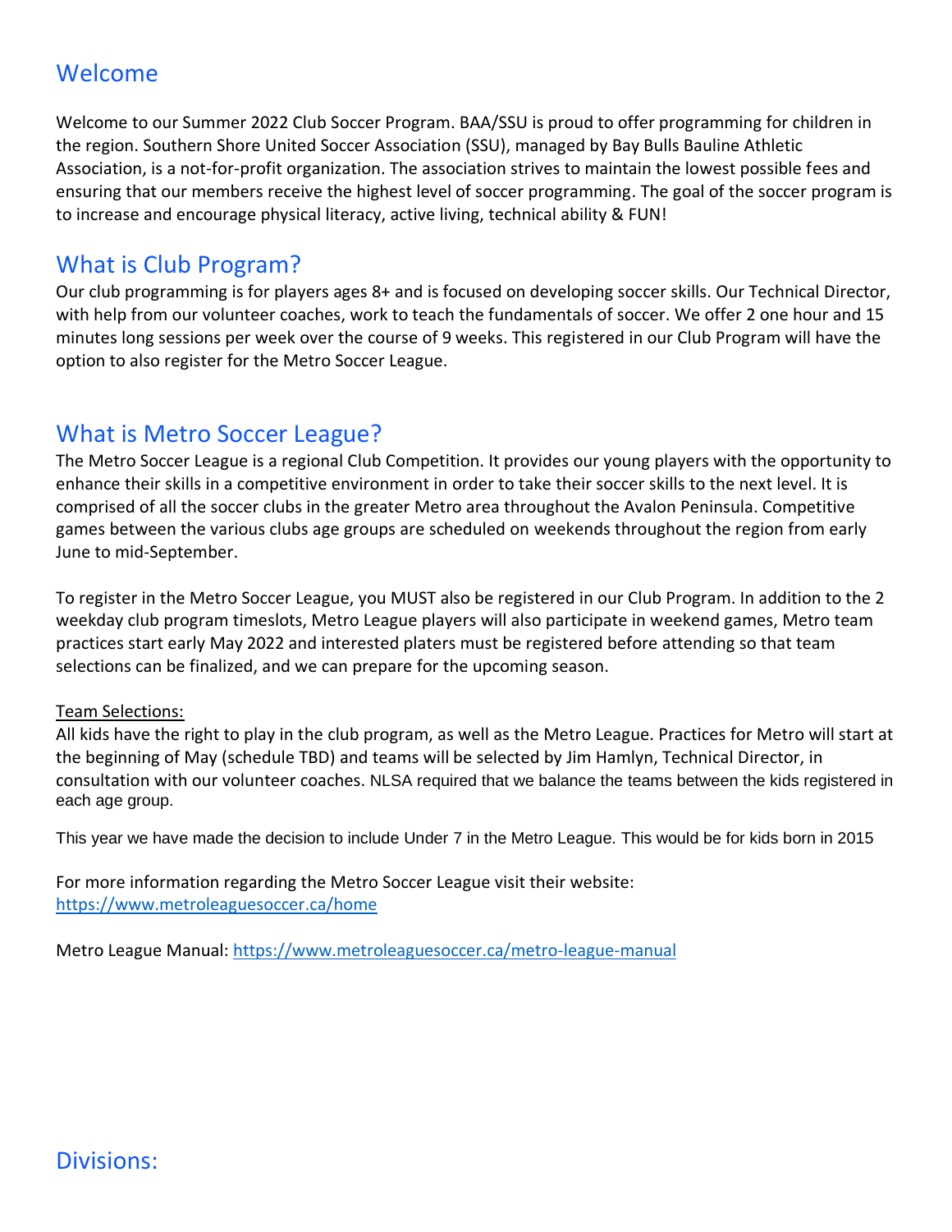## Welcome

Welcome to our Summer 2022 Club Soccer Program. BAA/SSU is proud to offer programming for children in the region. Southern Shore United Soccer Association (SSU), managed by Bay Bulls Bauline Athletic Association, is a not-for-profit organization. The association strives to maintain the lowest possible fees and ensuring that our members receive the highest level of soccer programming. The goal of the soccer program is to increase and encourage physical literacy, active living, technical ability & FUN!

## What is Club Program?

Our club programming is for players ages 8+ and is focused on developing soccer skills. Our Technical Director, with help from our volunteer coaches, work to teach the fundamentals of soccer. We offer 2 one hour and 15 minutes long sessions per week over the course of 9 weeks. This registered in our Club Program will have the option to also register for the Metro Soccer League.

## What is Metro Soccer League?

The Metro Soccer League is a regional Club Competition. It provides our young players with the opportunity to enhance their skills in a competitive environment in order to take their soccer skills to the next level. It is comprised of all the soccer clubs in the greater Metro area throughout the Avalon Peninsula. Competitive games between the various clubs age groups are scheduled on weekends throughout the region from early June to mid-September.

To register in the Metro Soccer League, you MUST also be registered in our Club Program. In addition to the 2 weekday club program timeslots, Metro League players will also participate in weekend games, Metro team practices start early May 2022 and interested platers must be registered before attending so that team selections can be finalized, and we can prepare for the upcoming season.

Team Selections:

All kids have the right to play in the club program, as well as the Metro League. Practices for Metro will start at the beginning of May (schedule TBD) and teams will be selected by Jim Hamlyn, Technical Director, in consultation with our volunteer coaches. NLSA required that we balance the teams between the kids registered in each age group.

This year we have made the decision to include Under 7 in the Metro League. This would be for kids born in 2015

For more information regarding the Metro Soccer League visit their website:
https://www.metroleaguesoccer.ca/home

Metro League Manual: https://www.metroleaguesoccer.ca/metro-league-manual

## Divisions: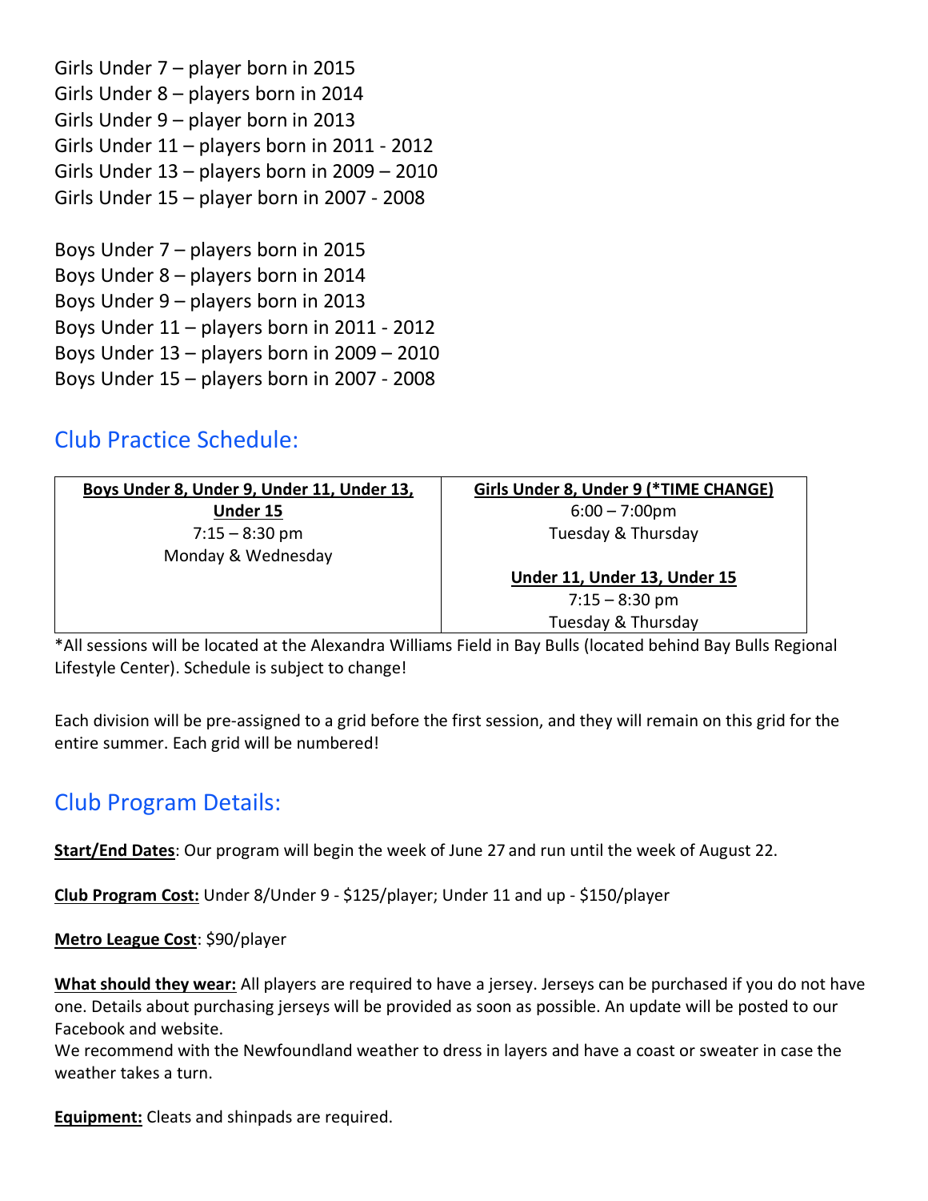Girls Under 7 – player born in 2015
Girls Under 8 – players born in 2014
Girls Under 9 – player born in 2013
Girls Under 11 – players born in 2011 - 2012
Girls Under 13 – players born in 2009 – 2010
Girls Under 15 – player born in 2007 - 2008

Boys Under 7 – players born in 2015
Boys Under 8 – players born in 2014
Boys Under 9 – players born in 2013
Boys Under 11 – players born in 2011 - 2012
Boys Under 13 – players born in 2009 – 2010
Boys Under 15 – players born in 2007 - 2008

## Club Practice Schedule:

| **Boys Under 8, Under 9, Under 11, Under 13, Under 15** | **Girls Under 8, Under 9 (*TIME CHANGE)** |
|---|---|
| 7:15 – 8:30 pm<br>Monday & Wednesday | 6:00 – 7:00pm<br>Tuesday & Thursday |
| | **Under 11, Under 13, Under 15**<br>7:15 – 8:30 pm<br>Tuesday & Thursday |

*All sessions will be located at the Alexandra Williams Field in Bay Bulls (located behind Bay Bulls Regional Lifestyle Center). Schedule is subject to change!

Each division will be pre-assigned to a grid before the first session, and they will remain on this grid for the entire summer. Each grid will be numbered!

## Club Program Details:

**Start/End Dates**: Our program will begin the week of June 27 and run until the week of August 22.

**Club Program Cost:** Under 8/Under 9 - $125/player; Under 11 and up - $150/player

**Metro League Cost**: $90/player

**What should they wear:** All players are required to have a jersey. Jerseys can be purchased if you do not have one. Details about purchasing jerseys will be provided as soon as possible. An update will be posted to our Facebook and website.
We recommend with the Newfoundland weather to dress in layers and have a coast or sweater in case the weather takes a turn.

**Equipment:** Cleats and shinpads are required.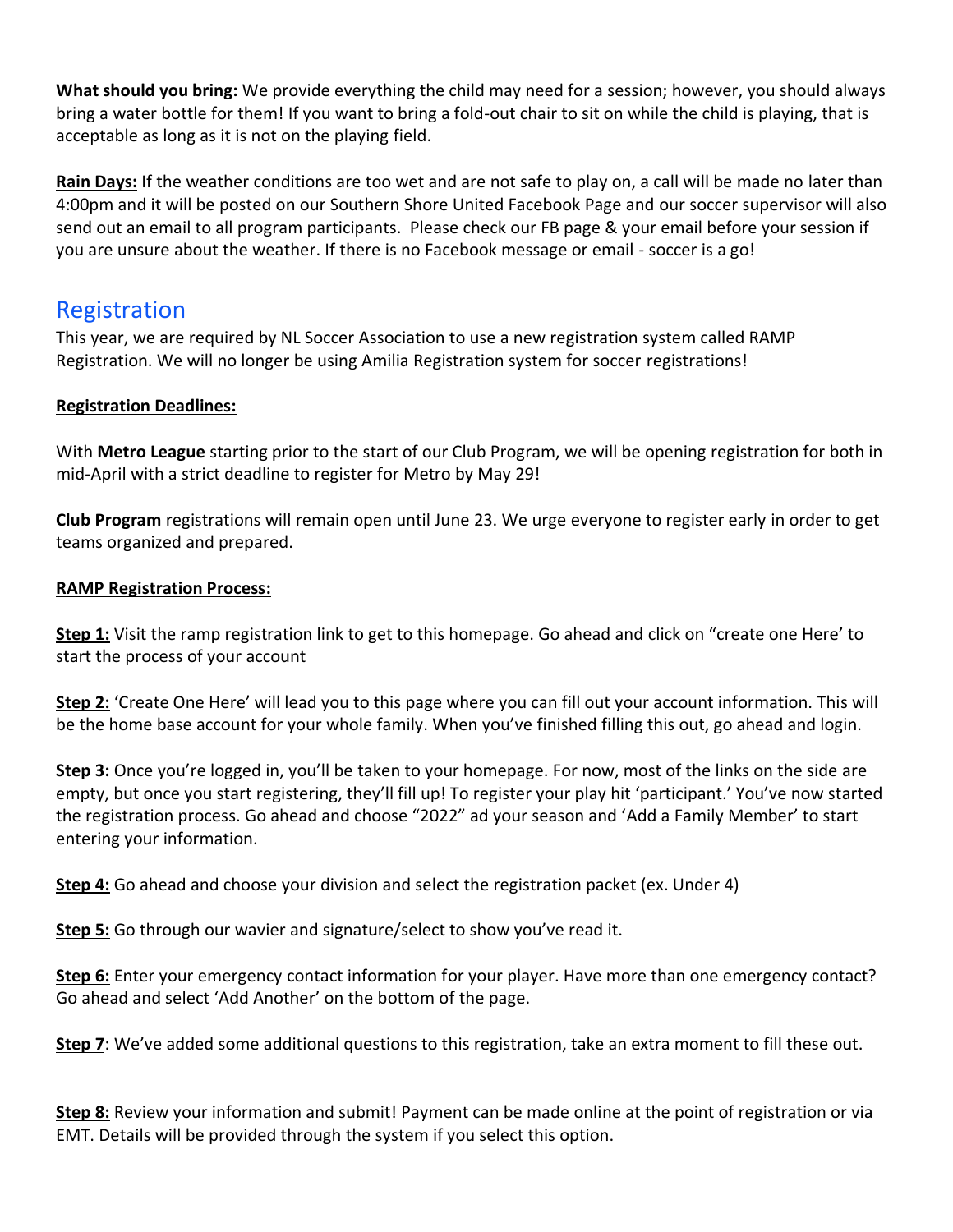**What should you bring:** We provide everything the child may need for a session; however, you should always bring a water bottle for them! If you want to bring a fold-out chair to sit on while the child is playing, that is acceptable as long as it is not on the playing field.

**Rain Days:** If the weather conditions are too wet and are not safe to play on, a call will be made no later than 4:00pm and it will be posted on our Southern Shore United Facebook Page and our soccer supervisor will also send out an email to all program participants. Please check our FB page & your email before your session if you are unsure about the weather. If there is no Facebook message or email - soccer is a go!

## Registration

This year, we are required by NL Soccer Association to use a new registration system called RAMP Registration. We will no longer be using Amilia Registration system for soccer registrations!

**Registration Deadlines:**

With **Metro League** starting prior to the start of our Club Program, we will be opening registration for both in mid-April with a strict deadline to register for Metro by May 29!

**Club Program** registrations will remain open until June 23. We urge everyone to register early in order to get teams organized and prepared.

**RAMP Registration Process:**

**Step 1:** Visit the ramp registration link to get to this homepage. Go ahead and click on "create one Here' to start the process of your account

**Step 2:** 'Create One Here' will lead you to this page where you can fill out your account information. This will be the home base account for your whole family. When you've finished filling this out, go ahead and login.

**Step 3:** Once you're logged in, you'll be taken to your homepage. For now, most of the links on the side are empty, but once you start registering, they'll fill up! To register your play hit 'participant.' You've now started the registration process. Go ahead and choose "2022" ad your season and 'Add a Family Member' to start entering your information.

**Step 4:** Go ahead and choose your division and select the registration packet (ex. Under 4)

**Step 5:** Go through our wavier and signature/select to show you've read it.

**Step 6:** Enter your emergency contact information for your player. Have more than one emergency contact? Go ahead and select 'Add Another' on the bottom of the page.

**Step 7**: We've added some additional questions to this registration, take an extra moment to fill these out.

**Step 8:** Review your information and submit! Payment can be made online at the point of registration or via EMT. Details will be provided through the system if you select this option.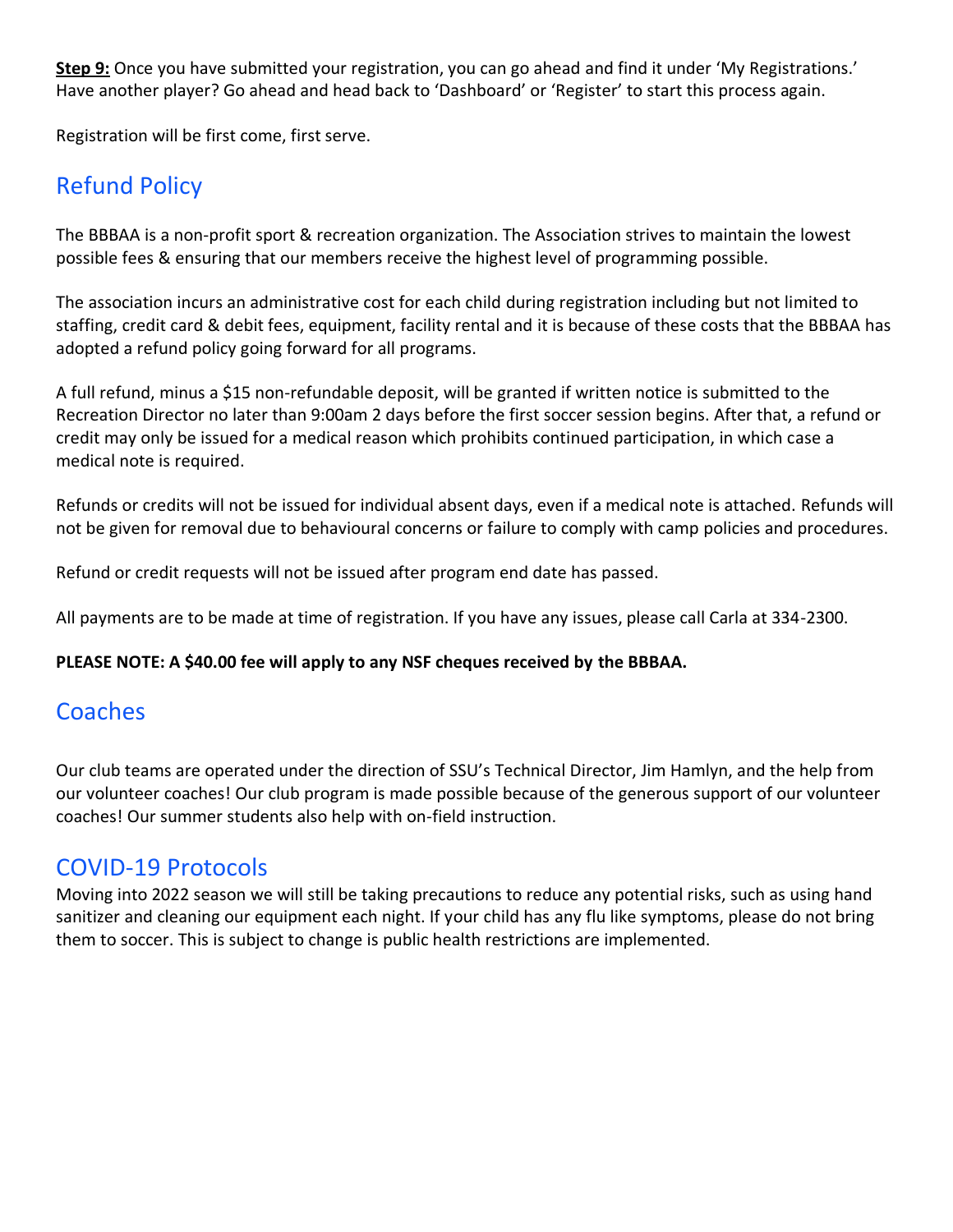**Step 9:** Once you have submitted your registration, you can go ahead and find it under 'My Registrations.' Have another player? Go ahead and head back to 'Dashboard' or 'Register' to start this process again.

Registration will be first come, first serve.

## Refund Policy

The BBBAA is a non-profit sport & recreation organization. The Association strives to maintain the lowest possible fees & ensuring that our members receive the highest level of programming possible.

The association incurs an administrative cost for each child during registration including but not limited to staffing, credit card & debit fees, equipment, facility rental and it is because of these costs that the BBBAA has adopted a refund policy going forward for all programs.

A full refund, minus a $15 non-refundable deposit, will be granted if written notice is submitted to the Recreation Director no later than 9:00am 2 days before the first soccer session begins. After that, a refund or credit may only be issued for a medical reason which prohibits continued participation, in which case a medical note is required.

Refunds or credits will not be issued for individual absent days, even if a medical note is attached. Refunds will not be given for removal due to behavioural concerns or failure to comply with camp policies and procedures.

Refund or credit requests will not be issued after program end date has passed.

All payments are to be made at time of registration. If you have any issues, please call Carla at 334-2300.

**PLEASE NOTE: A $40.00 fee will apply to any NSF cheques received by the BBBAA.**

## Coaches

Our club teams are operated under the direction of SSU's Technical Director, Jim Hamlyn, and the help from our volunteer coaches! Our club program is made possible because of the generous support of our volunteer coaches! Our summer students also help with on-field instruction.

## COVID-19 Protocols

Moving into 2022 season we will still be taking precautions to reduce any potential risks, such as using hand sanitizer and cleaning our equipment each night. If your child has any flu like symptoms, please do not bring them to soccer. This is subject to change is public health restrictions are implemented.